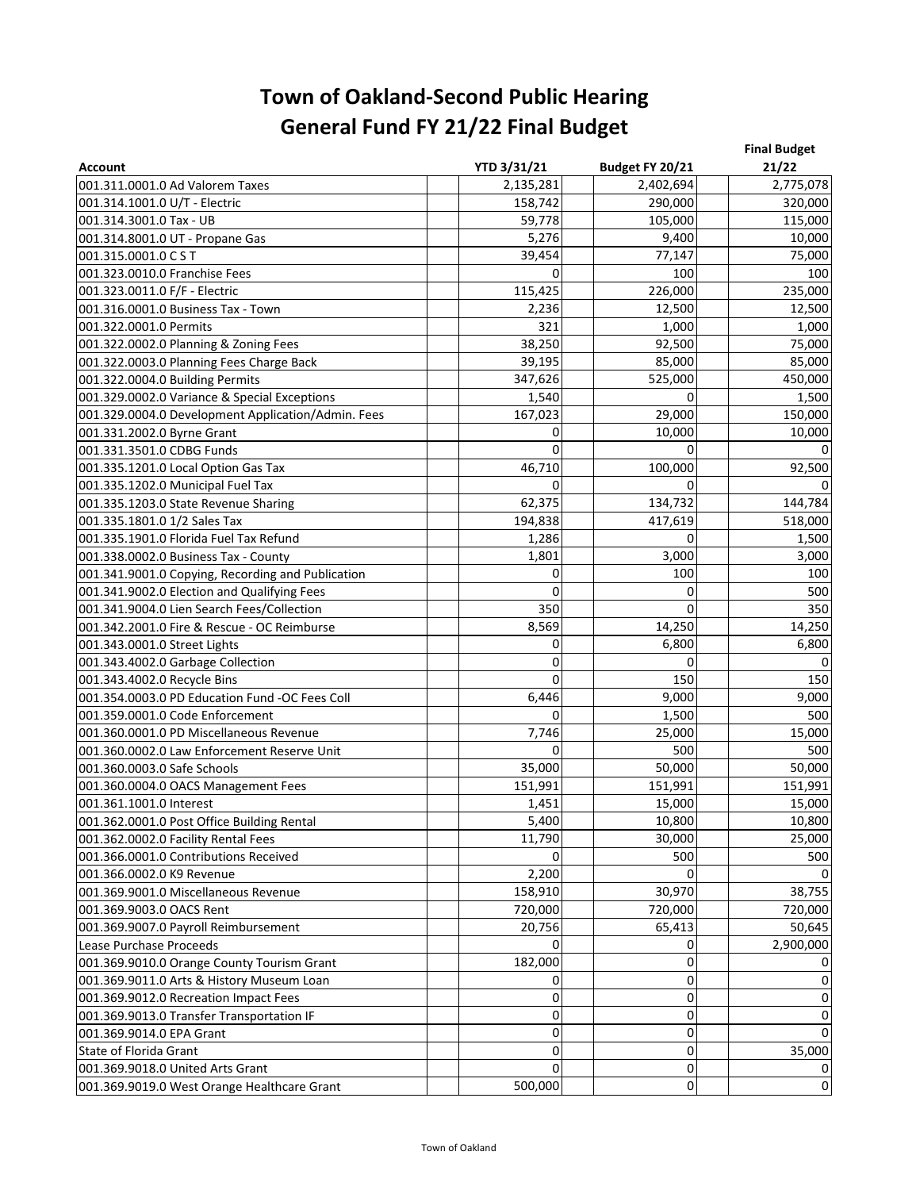# Town of Oakland-Second Public Hearing
# General Fund FY 21/22 Final Budget

| Account | YTD 3/31/21 | Budget FY 20/21 | Final Budget 21/22 |
|---|---|---|---|
| 001.311.0001.0 Ad Valorem Taxes | 2,135,281 | 2,402,694 | 2,775,078 |
| 001.314.1001.0 U/T - Electric | 158,742 | 290,000 | 320,000 |
| 001.314.3001.0 Tax - UB | 59,778 | 105,000 | 115,000 |
| 001.314.8001.0 UT - Propane Gas | 5,276 | 9,400 | 10,000 |
| 001.315.0001.0 C S T | 39,454 | 77,147 | 75,000 |
| 001.323.0010.0 Franchise Fees | 0 | 100 | 100 |
| 001.323.0011.0 F/F - Electric | 115,425 | 226,000 | 235,000 |
| 001.316.0001.0 Business Tax - Town | 2,236 | 12,500 | 12,500 |
| 001.322.0001.0 Permits | 321 | 1,000 | 1,000 |
| 001.322.0002.0 Planning & Zoning Fees | 38,250 | 92,500 | 75,000 |
| 001.322.0003.0 Planning Fees Charge Back | 39,195 | 85,000 | 85,000 |
| 001.322.0004.0 Building Permits | 347,626 | 525,000 | 450,000 |
| 001.329.0002.0 Variance & Special Exceptions | 1,540 | 0 | 1,500 |
| 001.329.0004.0 Development Application/Admin. Fees | 167,023 | 29,000 | 150,000 |
| 001.331.2002.0 Byrne Grant | 0 | 10,000 | 10,000 |
| 001.331.3501.0 CDBG Funds | 0 | 0 | 0 |
| 001.335.1201.0 Local Option Gas Tax | 46,710 | 100,000 | 92,500 |
| 001.335.1202.0 Municipal Fuel Tax | 0 | 0 | 0 |
| 001.335.1203.0 State Revenue Sharing | 62,375 | 134,732 | 144,784 |
| 001.335.1801.0 1/2 Sales Tax | 194,838 | 417,619 | 518,000 |
| 001.335.1901.0 Florida Fuel Tax Refund | 1,286 | 0 | 1,500 |
| 001.338.0002.0 Business Tax - County | 1,801 | 3,000 | 3,000 |
| 001.341.9001.0 Copying, Recording and Publication | 0 | 100 | 100 |
| 001.341.9002.0 Election and Qualifying Fees | 0 | 0 | 500 |
| 001.341.9004.0 Lien Search Fees/Collection | 350 | 0 | 350 |
| 001.342.2001.0 Fire & Rescue - OC Reimburse | 8,569 | 14,250 | 14,250 |
| 001.343.0001.0 Street Lights | 0 | 6,800 | 6,800 |
| 001.343.4002.0 Garbage Collection | 0 | 0 | 0 |
| 001.343.4002.0 Recycle Bins | 0 | 150 | 150 |
| 001.354.0003.0 PD Education Fund -OC Fees Coll | 6,446 | 9,000 | 9,000 |
| 001.359.0001.0 Code Enforcement | 0 | 1,500 | 500 |
| 001.360.0001.0 PD Miscellaneous Revenue | 7,746 | 25,000 | 15,000 |
| 001.360.0002.0 Law Enforcement Reserve Unit | 0 | 500 | 500 |
| 001.360.0003.0 Safe Schools | 35,000 | 50,000 | 50,000 |
| 001.360.0004.0 OACS Management Fees | 151,991 | 151,991 | 151,991 |
| 001.361.1001.0 Interest | 1,451 | 15,000 | 15,000 |
| 001.362.0001.0 Post Office Building Rental | 5,400 | 10,800 | 10,800 |
| 001.362.0002.0 Facility Rental Fees | 11,790 | 30,000 | 25,000 |
| 001.366.0001.0 Contributions Received | 0 | 500 | 500 |
| 001.366.0002.0 K9 Revenue | 2,200 | 0 | 0 |
| 001.369.9001.0 Miscellaneous Revenue | 158,910 | 30,970 | 38,755 |
| 001.369.9003.0 OACS Rent | 720,000 | 720,000 | 720,000 |
| 001.369.9007.0 Payroll Reimbursement | 20,756 | 65,413 | 50,645 |
| Lease Purchase Proceeds | 0 | 0 | 2,900,000 |
| 001.369.9010.0 Orange County Tourism Grant | 182,000 | 0 | 0 |
| 001.369.9011.0 Arts & History Museum Loan | 0 | 0 | 0 |
| 001.369.9012.0 Recreation Impact Fees | 0 | 0 | 0 |
| 001.369.9013.0 Transfer Transportation IF | 0 | 0 | 0 |
| 001.369.9014.0 EPA Grant | 0 | 0 | 0 |
| State of Florida Grant | 0 | 0 | 35,000 |
| 001.369.9018.0 United Arts Grant | 0 | 0 | 0 |
| 001.369.9019.0 West Orange Healthcare Grant | 500,000 | 0 | 0 |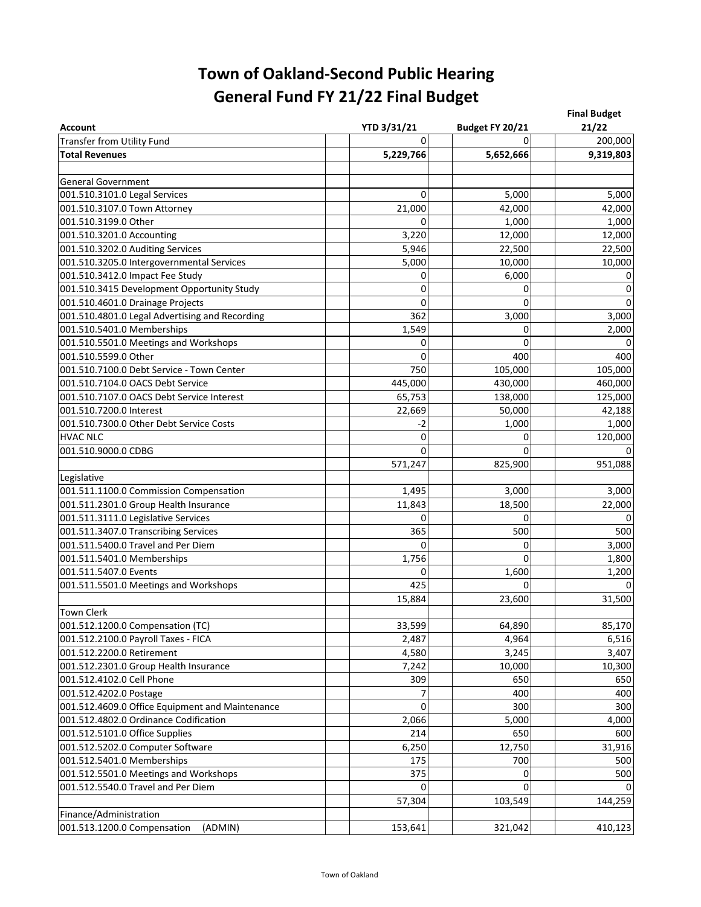# Town of Oakland-Second Public Hearing
# General Fund FY 21/22 Final Budget

| Account | YTD 3/31/21 | Budget FY 20/21 | Final Budget 21/22 |
|---|---|---|---|
| Transfer from Utility Fund | 0 | 0 | 200,000 |
| **Total Revenues** | **5,229,766** | **5,652,666** | **9,319,803** |
| | | | |
| General Government | | | |
| 001.510.3101.0 Legal Services | 0 | 5,000 | 5,000 |
| 001.510.3107.0 Town Attorney | 21,000 | 42,000 | 42,000 |
| 001.510.3199.0 Other | 0 | 1,000 | 1,000 |
| 001.510.3201.0 Accounting | 3,220 | 12,000 | 12,000 |
| 001.510.3202.0 Auditing Services | 5,946 | 22,500 | 22,500 |
| 001.510.3205.0 Intergovernmental Services | 5,000 | 10,000 | 10,000 |
| 001.510.3412.0 Impact Fee Study | 0 | 6,000 | 0 |
| 001.510.3415 Development Opportunity Study | 0 | 0 | 0 |
| 001.510.4601.0 Drainage Projects | 0 | 0 | 0 |
| 001.510.4801.0 Legal Advertising and Recording | 362 | 3,000 | 3,000 |
| 001.510.5401.0 Memberships | 1,549 | 0 | 2,000 |
| 001.510.5501.0 Meetings and Workshops | 0 | 0 | 0 |
| 001.510.5599.0 Other | 0 | 400 | 400 |
| 001.510.7100.0 Debt Service - Town Center | 750 | 105,000 | 105,000 |
| 001.510.7104.0 OACS Debt Service | 445,000 | 430,000 | 460,000 |
| 001.510.7107.0 OACS Debt Service Interest | 65,753 | 138,000 | 125,000 |
| 001.510.7200.0 Interest | 22,669 | 50,000 | 42,188 |
| 001.510.7300.0 Other Debt Service Costs | -2 | 1,000 | 1,000 |
| HVAC NLC | 0 | 0 | 120,000 |
| 001.510.9000.0 CDBG | 0 | 0 | 0 |
| | 571,247 | 825,900 | 951,088 |
| Legislative | | | |
| 001.511.1100.0 Commission Compensation | 1,495 | 3,000 | 3,000 |
| 001.511.2301.0 Group Health Insurance | 11,843 | 18,500 | 22,000 |
| 001.511.3111.0 Legislative Services | 0 | 0 | 0 |
| 001.511.3407.0 Transcribing Services | 365 | 500 | 500 |
| 001.511.5400.0 Travel and Per Diem | 0 | 0 | 3,000 |
| 001.511.5401.0 Memberships | 1,756 | 0 | 1,800 |
| 001.511.5407.0 Events | 0 | 1,600 | 1,200 |
| 001.511.5501.0 Meetings and Workshops | 425 | 0 | 0 |
| | 15,884 | 23,600 | 31,500 |
| Town Clerk | | | |
| 001.512.1200.0 Compensation (TC) | 33,599 | 64,890 | 85,170 |
| 001.512.2100.0 Payroll Taxes - FICA | 2,487 | 4,964 | 6,516 |
| 001.512.2200.0 Retirement | 4,580 | 3,245 | 3,407 |
| 001.512.2301.0 Group Health Insurance | 7,242 | 10,000 | 10,300 |
| 001.512.4102.0 Cell Phone | 309 | 650 | 650 |
| 001.512.4202.0 Postage | 7 | 400 | 400 |
| 001.512.4609.0 Office Equipment and Maintenance | 0 | 300 | 300 |
| 001.512.4802.0 Ordinance Codification | 2,066 | 5,000 | 4,000 |
| 001.512.5101.0 Office Supplies | 214 | 650 | 600 |
| 001.512.5202.0 Computer Software | 6,250 | 12,750 | 31,916 |
| 001.512.5401.0 Memberships | 175 | 700 | 500 |
| 001.512.5501.0 Meetings and Workshops | 375 | 0 | 500 |
| 001.512.5540.0 Travel and Per Diem | 0 | 0 | 0 |
| | 57,304 | 103,549 | 144,259 |
| Finance/Administration | | | |
| 001.513.1200.0 Compensation (ADMIN) | 153,641 | 321,042 | 410,123 |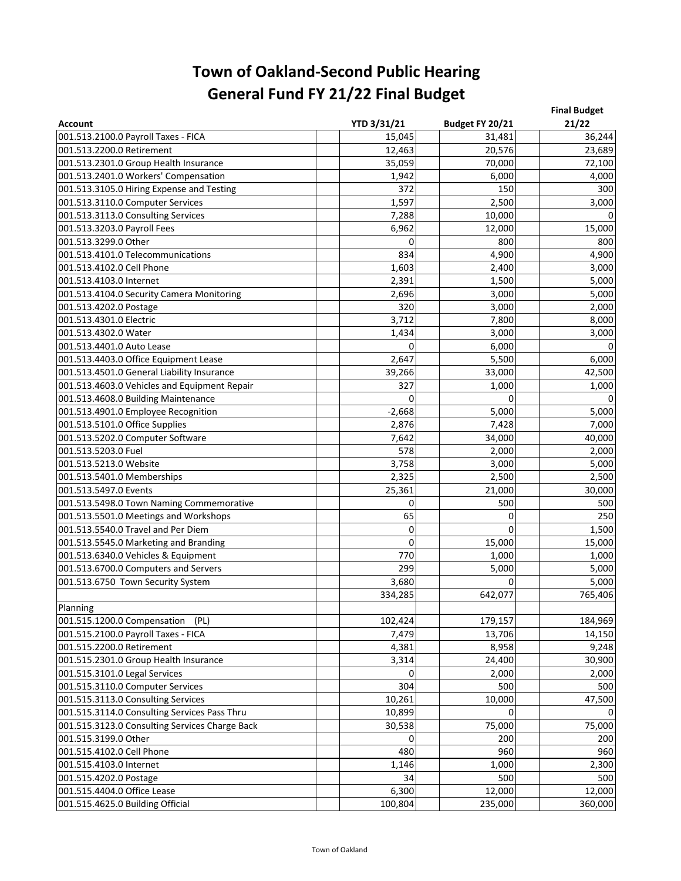# Town of Oakland-Second Public Hearing
# General Fund FY 21/22 Final Budget

| Account | YTD 3/31/21 | Budget FY 20/21 | Final Budget 21/22 |
|---|---|---|---|
| 001.513.2100.0 Payroll Taxes - FICA | 15,045 | 31,481 | 36,244 |
| 001.513.2200.0 Retirement | 12,463 | 20,576 | 23,689 |
| 001.513.2301.0 Group Health Insurance | 35,059 | 70,000 | 72,100 |
| 001.513.2401.0 Workers' Compensation | 1,942 | 6,000 | 4,000 |
| 001.513.3105.0 Hiring Expense and Testing | 372 | 150 | 300 |
| 001.513.3110.0 Computer Services | 1,597 | 2,500 | 3,000 |
| 001.513.3113.0 Consulting Services | 7,288 | 10,000 | 0 |
| 001.513.3203.0 Payroll Fees | 6,962 | 12,000 | 15,000 |
| 001.513.3299.0 Other | 0 | 800 | 800 |
| 001.513.4101.0 Telecommunications | 834 | 4,900 | 4,900 |
| 001.513.4102.0 Cell Phone | 1,603 | 2,400 | 3,000 |
| 001.513.4103.0 Internet | 2,391 | 1,500 | 5,000 |
| 001.513.4104.0 Security Camera Monitoring | 2,696 | 3,000 | 5,000 |
| 001.513.4202.0 Postage | 320 | 3,000 | 2,000 |
| 001.513.4301.0 Electric | 3,712 | 7,800 | 8,000 |
| 001.513.4302.0 Water | 1,434 | 3,000 | 3,000 |
| 001.513.4401.0 Auto Lease | 0 | 6,000 | 0 |
| 001.513.4403.0 Office Equipment Lease | 2,647 | 5,500 | 6,000 |
| 001.513.4501.0 General Liability Insurance | 39,266 | 33,000 | 42,500 |
| 001.513.4603.0 Vehicles and Equipment Repair | 327 | 1,000 | 1,000 |
| 001.513.4608.0 Building Maintenance | 0 | 0 | 0 |
| 001.513.4901.0 Employee Recognition | -2,668 | 5,000 | 5,000 |
| 001.513.5101.0 Office Supplies | 2,876 | 7,428 | 7,000 |
| 001.513.5202.0 Computer Software | 7,642 | 34,000 | 40,000 |
| 001.513.5203.0 Fuel | 578 | 2,000 | 2,000 |
| 001.513.5213.0 Website | 3,758 | 3,000 | 5,000 |
| 001.513.5401.0 Memberships | 2,325 | 2,500 | 2,500 |
| 001.513.5497.0 Events | 25,361 | 21,000 | 30,000 |
| 001.513.5498.0 Town Naming Commemorative | 0 | 500 | 500 |
| 001.513.5501.0 Meetings and Workshops | 65 | 0 | 250 |
| 001.513.5540.0 Travel and Per Diem | 0 | 0 | 1,500 |
| 001.513.5545.0 Marketing and Branding | 0 | 15,000 | 15,000 |
| 001.513.6340.0 Vehicles & Equipment | 770 | 1,000 | 1,000 |
| 001.513.6700.0 Computers and Servers | 299 | 5,000 | 5,000 |
| 001.513.6750 Town Security System | 3,680 | 0 | 5,000 |
| | 334,285 | 642,077 | 765,406 |
| Planning | | | |
| 001.515.1200.0 Compensation (PL) | 102,424 | 179,157 | 184,969 |
| 001.515.2100.0 Payroll Taxes - FICA | 7,479 | 13,706 | 14,150 |
| 001.515.2200.0 Retirement | 4,381 | 8,958 | 9,248 |
| 001.515.2301.0 Group Health Insurance | 3,314 | 24,400 | 30,900 |
| 001.515.3101.0 Legal Services | 0 | 2,000 | 2,000 |
| 001.515.3110.0 Computer Services | 304 | 500 | 500 |
| 001.515.3113.0 Consulting Services | 10,261 | 10,000 | 47,500 |
| 001.515.3114.0 Consulting Services Pass Thru | 10,899 | 0 | 0 |
| 001.515.3123.0 Consulting Services Charge Back | 30,538 | 75,000 | 75,000 |
| 001.515.3199.0 Other | 0 | 200 | 200 |
| 001.515.4102.0 Cell Phone | 480 | 960 | 960 |
| 001.515.4103.0 Internet | 1,146 | 1,000 | 2,300 |
| 001.515.4202.0 Postage | 34 | 500 | 500 |
| 001.515.4404.0 Office Lease | 6,300 | 12,000 | 12,000 |
| 001.515.4625.0 Building Official | 100,804 | 235,000 | 360,000 |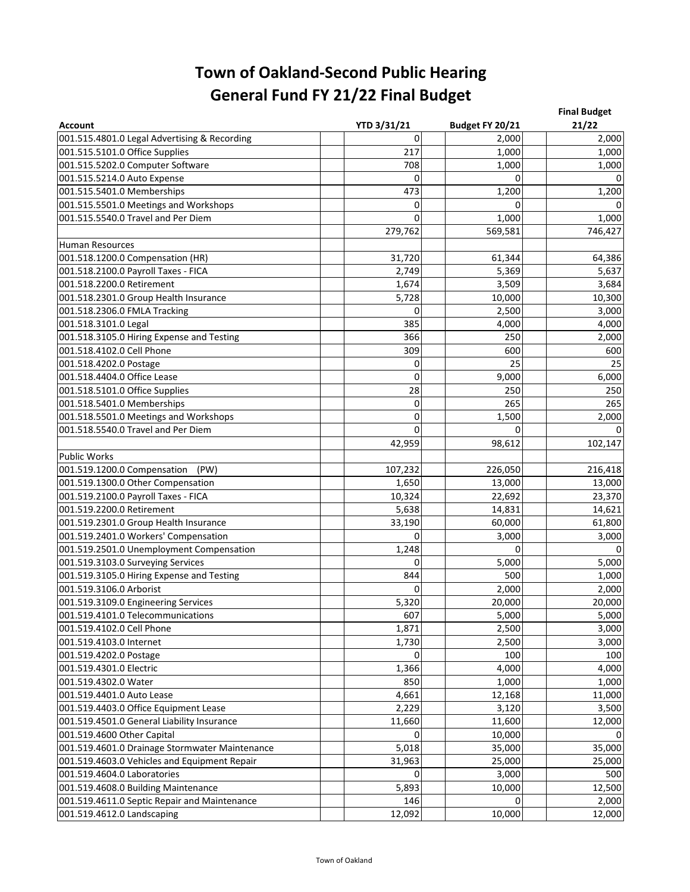# Town of Oakland-Second Public Hearing
# General Fund FY 21/22 Final Budget

| Account | YTD 3/31/21 | Budget FY 20/21 | Final Budget 21/22 |
|---|---|---|---|
| 001.515.4801.0 Legal Advertising & Recording | 0 | 2,000 | 2,000 |
| 001.515.5101.0 Office Supplies | 217 | 1,000 | 1,000 |
| 001.515.5202.0 Computer Software | 708 | 1,000 | 1,000 |
| 001.515.5214.0 Auto Expense | 0 | 0 | 0 |
| 001.515.5401.0 Memberships | 473 | 1,200 | 1,200 |
| 001.515.5501.0 Meetings and Workshops | 0 | 0 | 0 |
| 001.515.5540.0 Travel and Per Diem | 0 | 1,000 | 1,000 |
| | 279,762 | 569,581 | 746,427 |
| Human Resources | | | |
| 001.518.1200.0 Compensation (HR) | 31,720 | 61,344 | 64,386 |
| 001.518.2100.0 Payroll Taxes - FICA | 2,749 | 5,369 | 5,637 |
| 001.518.2200.0 Retirement | 1,674 | 3,509 | 3,684 |
| 001.518.2301.0 Group Health Insurance | 5,728 | 10,000 | 10,300 |
| 001.518.2306.0 FMLA Tracking | 0 | 2,500 | 3,000 |
| 001.518.3101.0 Legal | 385 | 4,000 | 4,000 |
| 001.518.3105.0 Hiring Expense and Testing | 366 | 250 | 2,000 |
| 001.518.4102.0 Cell Phone | 309 | 600 | 600 |
| 001.518.4202.0 Postage | 0 | 25 | 25 |
| 001.518.4404.0 Office Lease | 0 | 9,000 | 6,000 |
| 001.518.5101.0 Office Supplies | 28 | 250 | 250 |
| 001.518.5401.0 Memberships | 0 | 265 | 265 |
| 001.518.5501.0 Meetings and Workshops | 0 | 1,500 | 2,000 |
| 001.518.5540.0 Travel and Per Diem | 0 | 0 | 0 |
| | 42,959 | 98,612 | 102,147 |
| Public Works | | | |
| 001.519.1200.0 Compensation (PW) | 107,232 | 226,050 | 216,418 |
| 001.519.1300.0 Other Compensation | 1,650 | 13,000 | 13,000 |
| 001.519.2100.0 Payroll Taxes - FICA | 10,324 | 22,692 | 23,370 |
| 001.519.2200.0 Retirement | 5,638 | 14,831 | 14,621 |
| 001.519.2301.0 Group Health Insurance | 33,190 | 60,000 | 61,800 |
| 001.519.2401.0 Workers' Compensation | 0 | 3,000 | 3,000 |
| 001.519.2501.0 Unemployment Compensation | 1,248 | 0 | 0 |
| 001.519.3103.0 Surveying Services | 0 | 5,000 | 5,000 |
| 001.519.3105.0 Hiring Expense and Testing | 844 | 500 | 1,000 |
| 001.519.3106.0 Arborist | 0 | 2,000 | 2,000 |
| 001.519.3109.0 Engineering Services | 5,320 | 20,000 | 20,000 |
| 001.519.4101.0 Telecommunications | 607 | 5,000 | 5,000 |
| 001.519.4102.0 Cell Phone | 1,871 | 2,500 | 3,000 |
| 001.519.4103.0 Internet | 1,730 | 2,500 | 3,000 |
| 001.519.4202.0 Postage | 0 | 100 | 100 |
| 001.519.4301.0 Electric | 1,366 | 4,000 | 4,000 |
| 001.519.4302.0 Water | 850 | 1,000 | 1,000 |
| 001.519.4401.0 Auto Lease | 4,661 | 12,168 | 11,000 |
| 001.519.4403.0 Office Equipment Lease | 2,229 | 3,120 | 3,500 |
| 001.519.4501.0 General Liability Insurance | 11,660 | 11,600 | 12,000 |
| 001.519.4600 Other Capital | 0 | 10,000 | 0 |
| 001.519.4601.0 Drainage Stormwater Maintenance | 5,018 | 35,000 | 35,000 |
| 001.519.4603.0 Vehicles and Equipment Repair | 31,963 | 25,000 | 25,000 |
| 001.519.4604.0 Laboratories | 0 | 3,000 | 500 |
| 001.519.4608.0 Building Maintenance | 5,893 | 10,000 | 12,500 |
| 001.519.4611.0 Septic Repair and Maintenance | 146 | 0 | 2,000 |
| 001.519.4612.0 Landscaping | 12,092 | 10,000 | 12,000 |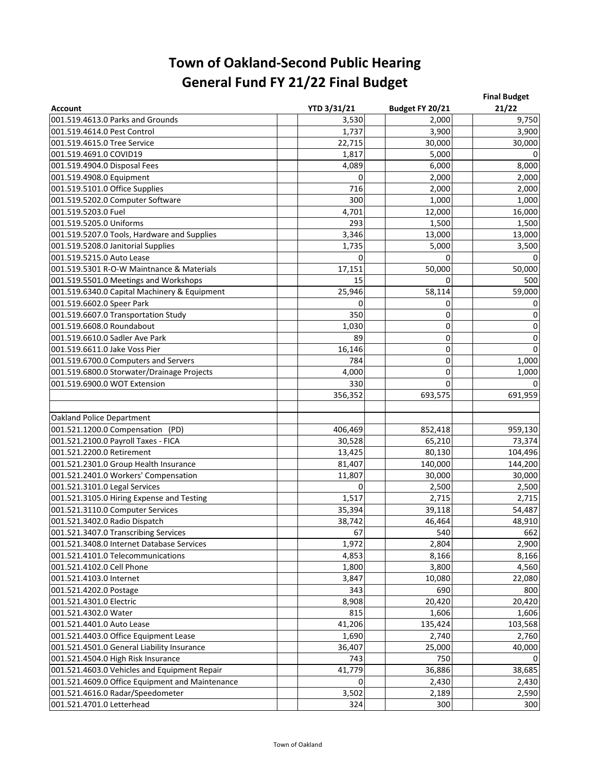# Town of Oakland-Second Public Hearing
# General Fund FY 21/22 Final Budget

| Account | YTD 3/31/21 | Budget FY 20/21 | Final Budget 21/22 |
|---|---|---|---|
| 001.519.4613.0 Parks and Grounds | 3,530 | 2,000 | 9,750 |
| 001.519.4614.0 Pest Control | 1,737 | 3,900 | 3,900 |
| 001.519.4615.0 Tree Service | 22,715 | 30,000 | 30,000 |
| 001.519.4691.0 COVID19 | 1,817 | 5,000 | 0 |
| 001.519.4904.0 Disposal Fees | 4,089 | 6,000 | 8,000 |
| 001.519.4908.0 Equipment | 0 | 2,000 | 2,000 |
| 001.519.5101.0 Office Supplies | 716 | 2,000 | 2,000 |
| 001.519.5202.0 Computer Software | 300 | 1,000 | 1,000 |
| 001.519.5203.0 Fuel | 4,701 | 12,000 | 16,000 |
| 001.519.5205.0 Uniforms | 293 | 1,500 | 1,500 |
| 001.519.5207.0 Tools, Hardware and Supplies | 3,346 | 13,000 | 13,000 |
| 001.519.5208.0 Janitorial Supplies | 1,735 | 5,000 | 3,500 |
| 001.519.5215.0 Auto Lease | 0 | 0 | 0 |
| 001.519.5301 R-O-W Maintnance & Materials | 17,151 | 50,000 | 50,000 |
| 001.519.5501.0 Meetings and Workshops | 15 | 0 | 500 |
| 001.519.6340.0 Capital Machinery & Equipment | 25,946 | 58,114 | 59,000 |
| 001.519.6602.0 Speer Park | 0 | 0 | 0 |
| 001.519.6607.0 Transportation Study | 350 | 0 | 0 |
| 001.519.6608.0 Roundabout | 1,030 | 0 | 0 |
| 001.519.6610.0 Sadler Ave Park | 89 | 0 | 0 |
| 001.519.6611.0 Jake Voss Pier | 16,146 | 0 | 0 |
| 001.519.6700.0 Computers and Servers | 784 | 0 | 1,000 |
| 001.519.6800.0 Storwater/Drainage Projects | 4,000 | 0 | 1,000 |
| 001.519.6900.0 WOT Extension | 330 | 0 | 0 |
| | 356,352 | 693,575 | 691,959 |
| | | | |
| Oakland Police Department | | | |
| 001.521.1200.0 Compensation (PD) | 406,469 | 852,418 | 959,130 |
| 001.521.2100.0 Payroll Taxes - FICA | 30,528 | 65,210 | 73,374 |
| 001.521.2200.0 Retirement | 13,425 | 80,130 | 104,496 |
| 001.521.2301.0 Group Health Insurance | 81,407 | 140,000 | 144,200 |
| 001.521.2401.0 Workers' Compensation | 11,807 | 30,000 | 30,000 |
| 001.521.3101.0 Legal Services | 0 | 2,500 | 2,500 |
| 001.521.3105.0 Hiring Expense and Testing | 1,517 | 2,715 | 2,715 |
| 001.521.3110.0 Computer Services | 35,394 | 39,118 | 54,487 |
| 001.521.3402.0 Radio Dispatch | 38,742 | 46,464 | 48,910 |
| 001.521.3407.0 Transcribing Services | 67 | 540 | 662 |
| 001.521.3408.0 Internet Database Services | 1,972 | 2,804 | 2,900 |
| 001.521.4101.0 Telecommunications | 4,853 | 8,166 | 8,166 |
| 001.521.4102.0 Cell Phone | 1,800 | 3,800 | 4,560 |
| 001.521.4103.0 Internet | 3,847 | 10,080 | 22,080 |
| 001.521.4202.0 Postage | 343 | 690 | 800 |
| 001.521.4301.0 Electric | 8,908 | 20,420 | 20,420 |
| 001.521.4302.0 Water | 815 | 1,606 | 1,606 |
| 001.521.4401.0 Auto Lease | 41,206 | 135,424 | 103,568 |
| 001.521.4403.0 Office Equipment Lease | 1,690 | 2,740 | 2,760 |
| 001.521.4501.0 General Liability Insurance | 36,407 | 25,000 | 40,000 |
| 001.521.4504.0 High Risk Insurance | 743 | 750 | 0 |
| 001.521.4603.0 Vehicles and Equipment Repair | 41,779 | 36,886 | 38,685 |
| 001.521.4609.0 Office Equipment and Maintenance | 0 | 2,430 | 2,430 |
| 001.521.4616.0 Radar/Speedometer | 3,502 | 2,189 | 2,590 |
| 001.521.4701.0 Letterhead | 324 | 300 | 300 |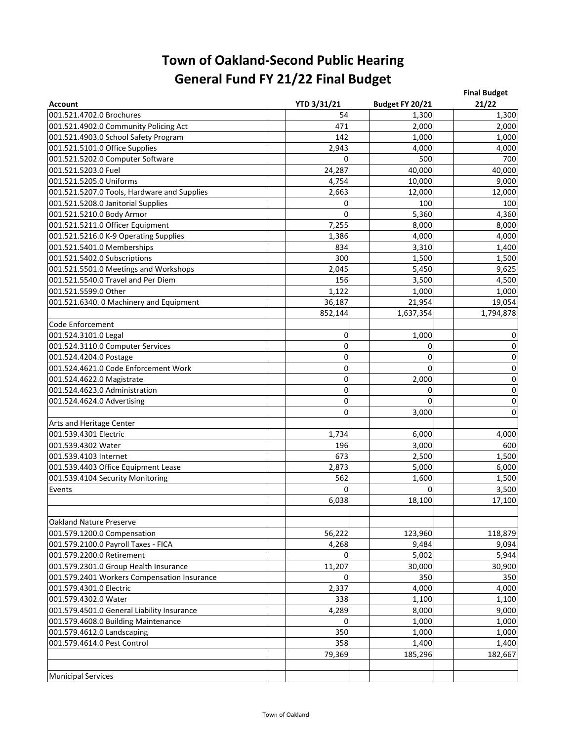# Town of Oakland-Second Public Hearing
# General Fund FY 21/22 Final Budget

| Account | YTD 3/31/21 | Budget FY 20/21 | Final Budget 21/22 |
|---|---|---|---|
| 001.521.4702.0 Brochures | 54 | 1,300 | 1,300 |
| 001.521.4902.0 Community Policing Act | 471 | 2,000 | 2,000 |
| 001.521.4903.0 School Safety Program | 142 | 1,000 | 1,000 |
| 001.521.5101.0 Office Supplies | 2,943 | 4,000 | 4,000 |
| 001.521.5202.0 Computer Software | 0 | 500 | 700 |
| 001.521.5203.0 Fuel | 24,287 | 40,000 | 40,000 |
| 001.521.5205.0 Uniforms | 4,754 | 10,000 | 9,000 |
| 001.521.5207.0 Tools, Hardware and Supplies | 2,663 | 12,000 | 12,000 |
| 001.521.5208.0 Janitorial Supplies | 0 | 100 | 100 |
| 001.521.5210.0 Body Armor | 0 | 5,360 | 4,360 |
| 001.521.5211.0 Officer Equipment | 7,255 | 8,000 | 8,000 |
| 001.521.5216.0 K-9 Operating Supplies | 1,386 | 4,000 | 4,000 |
| 001.521.5401.0 Memberships | 834 | 3,310 | 1,400 |
| 001.521.5402.0 Subscriptions | 300 | 1,500 | 1,500 |
| 001.521.5501.0 Meetings and Workshops | 2,045 | 5,450 | 9,625 |
| 001.521.5540.0 Travel and Per Diem | 156 | 3,500 | 4,500 |
| 001.521.5599.0 Other | 1,122 | 1,000 | 1,000 |
| 001.521.6340. 0 Machinery and Equipment | 36,187 | 21,954 | 19,054 |
| | 852,144 | 1,637,354 | 1,794,878 |
| Code Enforcement | | | |
| 001.524.3101.0 Legal | 0 | 1,000 | 0 |
| 001.524.3110.0 Computer Services | 0 | 0 | 0 |
| 001.524.4204.0 Postage | 0 | 0 | 0 |
| 001.524.4621.0 Code Enforcement Work | 0 | 0 | 0 |
| 001.524.4622.0 Magistrate | 0 | 2,000 | 0 |
| 001.524.4623.0 Administration | 0 | 0 | 0 |
| 001.524.4624.0 Advertising | 0 | 0 | 0 |
| | 0 | 3,000 | 0 |
| Arts and Heritage Center | | | |
| 001.539.4301 Electric | 1,734 | 6,000 | 4,000 |
| 001.539.4302 Water | 196 | 3,000 | 600 |
| 001.539.4103 Internet | 673 | 2,500 | 1,500 |
| 001.539.4403 Office Equipment Lease | 2,873 | 5,000 | 6,000 |
| 001.539.4104 Security Monitoring | 562 | 1,600 | 1,500 |
| Events | 0 | 0 | 3,500 |
| | 6,038 | 18,100 | 17,100 |
| | | | |
| Oakland Nature Preserve | | | |
| 001.579.1200.0 Compensation | 56,222 | 123,960 | 118,879 |
| 001.579.2100.0 Payroll Taxes - FICA | 4,268 | 9,484 | 9,094 |
| 001.579.2200.0 Retirement | 0 | 5,002 | 5,944 |
| 001.579.2301.0 Group Health Insurance | 11,207 | 30,000 | 30,900 |
| 001.579.2401 Workers Compensation Insurance | 0 | 350 | 350 |
| 001.579.4301.0 Electric | 2,337 | 4,000 | 4,000 |
| 001.579.4302.0 Water | 338 | 1,100 | 1,100 |
| 001.579.4501.0 General Liability Insurance | 4,289 | 8,000 | 9,000 |
| 001.579.4608.0 Building Maintenance | 0 | 1,000 | 1,000 |
| 001.579.4612.0 Landscaping | 350 | 1,000 | 1,000 |
| 001.579.4614.0 Pest Control | 358 | 1,400 | 1,400 |
| | 79,369 | 185,296 | 182,667 |
| | | | |
| Municipal Services | | | |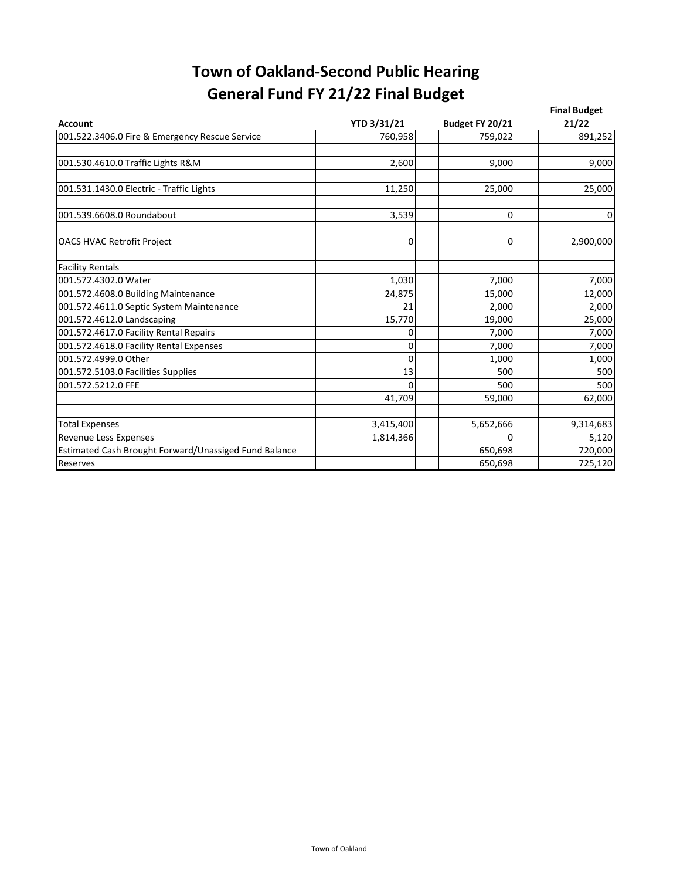# Town of Oakland-Second Public Hearing
## General Fund FY 21/22 Final Budget

| Account | YTD 3/31/21 | Budget FY 20/21 | Final Budget 21/22 |
|---|---|---|---|
| 001.522.3406.0 Fire & Emergency Rescue Service | 760,958 | 759,022 | 891,252 |
| | | | |
| 001.530.4610.0 Traffic Lights R&M | 2,600 | 9,000 | 9,000 |
| | | | |
| 001.531.1430.0 Electric - Traffic Lights | 11,250 | 25,000 | 25,000 |
| | | | |
| 001.539.6608.0 Roundabout | 3,539 | 0 | 0 |
| | | | |
| OACS HVAC Retrofit Project | 0 | 0 | 2,900,000 |
| | | | |
| Facility Rentals | | | |
| 001.572.4302.0 Water | 1,030 | 7,000 | 7,000 |
| 001.572.4608.0 Building Maintenance | 24,875 | 15,000 | 12,000 |
| 001.572.4611.0 Septic System Maintenance | 21 | 2,000 | 2,000 |
| 001.572.4612.0 Landscaping | 15,770 | 19,000 | 25,000 |
| 001.572.4617.0 Facility Rental Repairs | 0 | 7,000 | 7,000 |
| 001.572.4618.0 Facility Rental Expenses | 0 | 7,000 | 7,000 |
| 001.572.4999.0 Other | 0 | 1,000 | 1,000 |
| 001.572.5103.0 Facilities Supplies | 13 | 500 | 500 |
| 001.572.5212.0 FFE | 0 | 500 | 500 |
| | 41,709 | 59,000 | 62,000 |
| | | | |
| Total Expenses | 3,415,400 | 5,652,666 | 9,314,683 |
| Revenue Less Expenses | 1,814,366 | 0 | 5,120 |
| Estimated Cash Brought Forward/Unassiged Fund Balance | | 650,698 | 720,000 |
| Reserves | | 650,698 | 725,120 |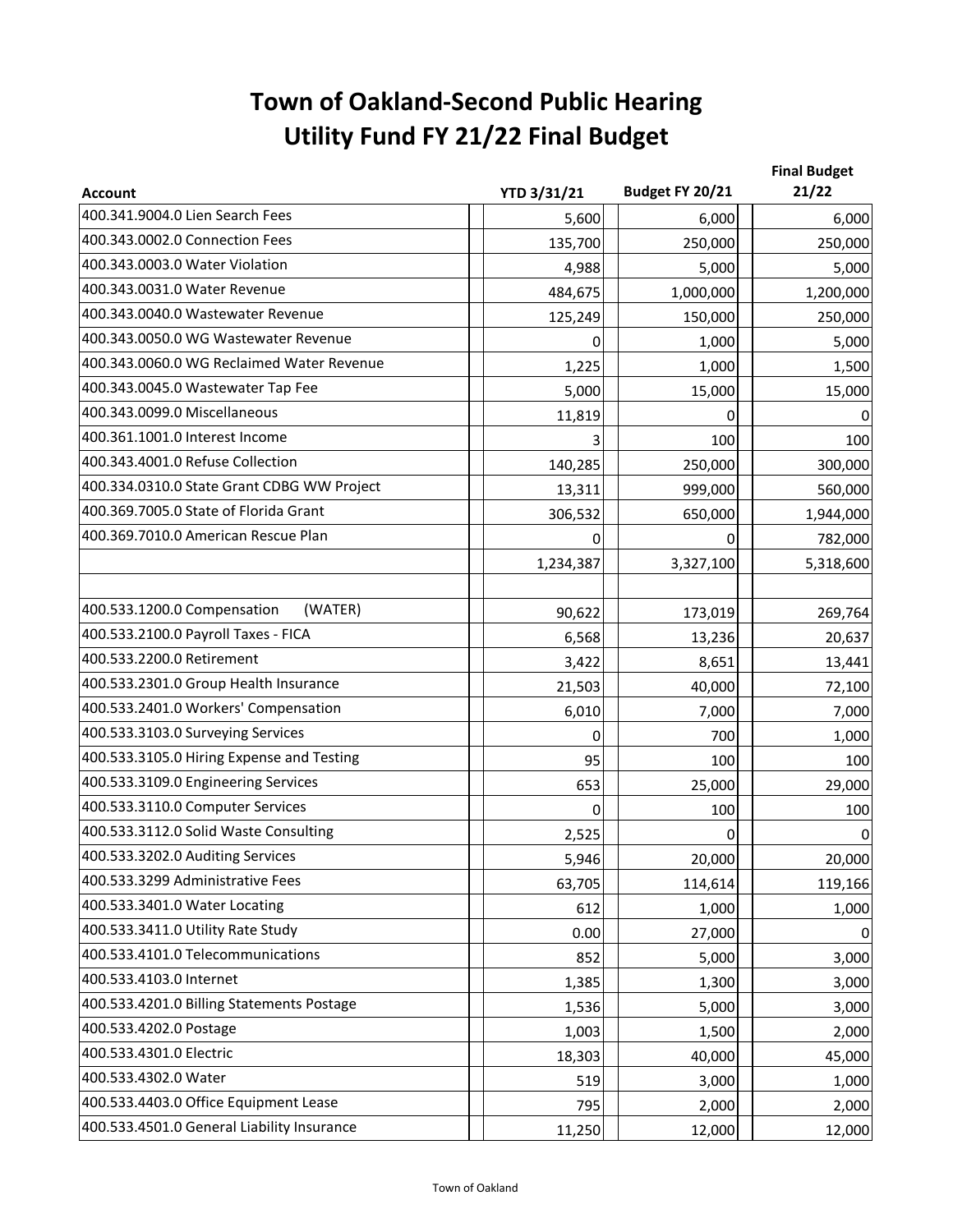# Town of Oakland-Second Public Hearing
# Utility Fund FY 21/22 Final Budget

| Account | YTD 3/31/21 | Budget FY 20/21 | Final Budget 21/22 |
|---|---|---|---|
| 400.341.9004.0 Lien Search Fees | 5,600 | 6,000 | 6,000 |
| 400.343.0002.0 Connection Fees | 135,700 | 250,000 | 250,000 |
| 400.343.0003.0 Water Violation | 4,988 | 5,000 | 5,000 |
| 400.343.0031.0 Water Revenue | 484,675 | 1,000,000 | 1,200,000 |
| 400.343.0040.0 Wastewater Revenue | 125,249 | 150,000 | 250,000 |
| 400.343.0050.0 WG Wastewater Revenue | 0 | 1,000 | 5,000 |
| 400.343.0060.0 WG Reclaimed Water Revenue | 1,225 | 1,000 | 1,500 |
| 400.343.0045.0 Wastewater Tap Fee | 5,000 | 15,000 | 15,000 |
| 400.343.0099.0 Miscellaneous | 11,819 | 0 | 0 |
| 400.361.1001.0 Interest Income | 3 | 100 | 100 |
| 400.343.4001.0 Refuse Collection | 140,285 | 250,000 | 300,000 |
| 400.334.0310.0 State Grant CDBG WW Project | 13,311 | 999,000 | 560,000 |
| 400.369.7005.0 State of Florida Grant | 306,532 | 650,000 | 1,944,000 |
| 400.369.7010.0 American Rescue Plan | 0 | 0 | 782,000 |
| | 1,234,387 | 3,327,100 | 5,318,600 |
| | | | |
| 400.533.1200.0 Compensation (WATER) | 90,622 | 173,019 | 269,764 |
| 400.533.2100.0 Payroll Taxes - FICA | 6,568 | 13,236 | 20,637 |
| 400.533.2200.0 Retirement | 3,422 | 8,651 | 13,441 |
| 400.533.2301.0 Group Health Insurance | 21,503 | 40,000 | 72,100 |
| 400.533.2401.0 Workers' Compensation | 6,010 | 7,000 | 7,000 |
| 400.533.3103.0 Surveying Services | 0 | 700 | 1,000 |
| 400.533.3105.0 Hiring Expense and Testing | 95 | 100 | 100 |
| 400.533.3109.0 Engineering Services | 653 | 25,000 | 29,000 |
| 400.533.3110.0 Computer Services | 0 | 100 | 100 |
| 400.533.3112.0 Solid Waste Consulting | 2,525 | 0 | 0 |
| 400.533.3202.0 Auditing Services | 5,946 | 20,000 | 20,000 |
| 400.533.3299 Administrative Fees | 63,705 | 114,614 | 119,166 |
| 400.533.3401.0 Water Locating | 612 | 1,000 | 1,000 |
| 400.533.3411.0 Utility Rate Study | 0.00 | 27,000 | 0 |
| 400.533.4101.0 Telecommunications | 852 | 5,000 | 3,000 |
| 400.533.4103.0 Internet | 1,385 | 1,300 | 3,000 |
| 400.533.4201.0 Billing Statements Postage | 1,536 | 5,000 | 3,000 |
| 400.533.4202.0 Postage | 1,003 | 1,500 | 2,000 |
| 400.533.4301.0 Electric | 18,303 | 40,000 | 45,000 |
| 400.533.4302.0 Water | 519 | 3,000 | 1,000 |
| 400.533.4403.0 Office Equipment Lease | 795 | 2,000 | 2,000 |
| 400.533.4501.0 General Liability Insurance | 11,250 | 12,000 | 12,000 |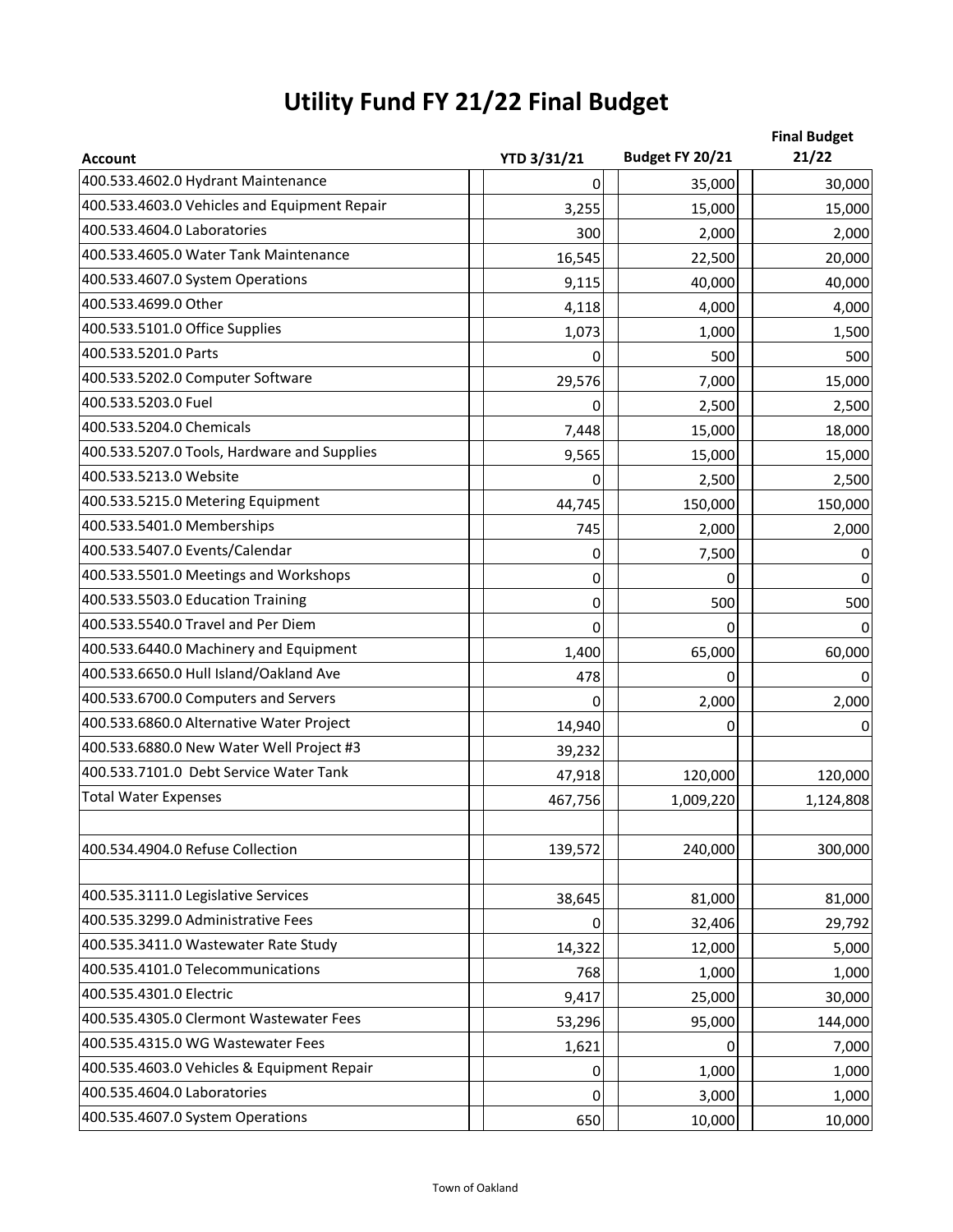# Utility Fund FY 21/22 Final Budget

| Account | YTD 3/31/21 | Budget FY 20/21 | Final Budget 21/22 |
|---|---|---|---|
| 400.533.4602.0 Hydrant Maintenance | 0 | 35,000 | 30,000 |
| 400.533.4603.0 Vehicles and Equipment Repair | 3,255 | 15,000 | 15,000 |
| 400.533.4604.0 Laboratories | 300 | 2,000 | 2,000 |
| 400.533.4605.0 Water Tank Maintenance | 16,545 | 22,500 | 20,000 |
| 400.533.4607.0 System Operations | 9,115 | 40,000 | 40,000 |
| 400.533.4699.0 Other | 4,118 | 4,000 | 4,000 |
| 400.533.5101.0 Office Supplies | 1,073 | 1,000 | 1,500 |
| 400.533.5201.0 Parts | 0 | 500 | 500 |
| 400.533.5202.0 Computer Software | 29,576 | 7,000 | 15,000 |
| 400.533.5203.0 Fuel | 0 | 2,500 | 2,500 |
| 400.533.5204.0 Chemicals | 7,448 | 15,000 | 18,000 |
| 400.533.5207.0 Tools, Hardware and Supplies | 9,565 | 15,000 | 15,000 |
| 400.533.5213.0 Website | 0 | 2,500 | 2,500 |
| 400.533.5215.0 Metering Equipment | 44,745 | 150,000 | 150,000 |
| 400.533.5401.0 Memberships | 745 | 2,000 | 2,000 |
| 400.533.5407.0 Events/Calendar | 0 | 7,500 | 0 |
| 400.533.5501.0 Meetings and Workshops | 0 | 0 | 0 |
| 400.533.5503.0 Education Training | 0 | 500 | 500 |
| 400.533.5540.0 Travel and Per Diem | 0 | 0 | 0 |
| 400.533.6440.0 Machinery and Equipment | 1,400 | 65,000 | 60,000 |
| 400.533.6650.0 Hull Island/Oakland Ave | 478 | 0 | 0 |
| 400.533.6700.0 Computers and Servers | 0 | 2,000 | 2,000 |
| 400.533.6860.0 Alternative Water Project | 14,940 | 0 | 0 |
| 400.533.6880.0 New Water Well Project #3 | 39,232 | | |
| 400.533.7101.0 Debt Service Water Tank | 47,918 | 120,000 | 120,000 |
| Total Water Expenses | 467,756 | 1,009,220 | 1,124,808 |
| | | | |
| 400.534.4904.0 Refuse Collection | 139,572 | 240,000 | 300,000 |
| | | | |
| 400.535.3111.0 Legislative Services | 38,645 | 81,000 | 81,000 |
| 400.535.3299.0 Administrative Fees | 0 | 32,406 | 29,792 |
| 400.535.3411.0 Wastewater Rate Study | 14,322 | 12,000 | 5,000 |
| 400.535.4101.0 Telecommunications | 768 | 1,000 | 1,000 |
| 400.535.4301.0 Electric | 9,417 | 25,000 | 30,000 |
| 400.535.4305.0 Clermont Wastewater Fees | 53,296 | 95,000 | 144,000 |
| 400.535.4315.0 WG Wastewater Fees | 1,621 | 0 | 7,000 |
| 400.535.4603.0 Vehicles & Equipment Repair | 0 | 1,000 | 1,000 |
| 400.535.4604.0 Laboratories | 0 | 3,000 | 1,000 |
| 400.535.4607.0 System Operations | 650 | 10,000 | 10,000 |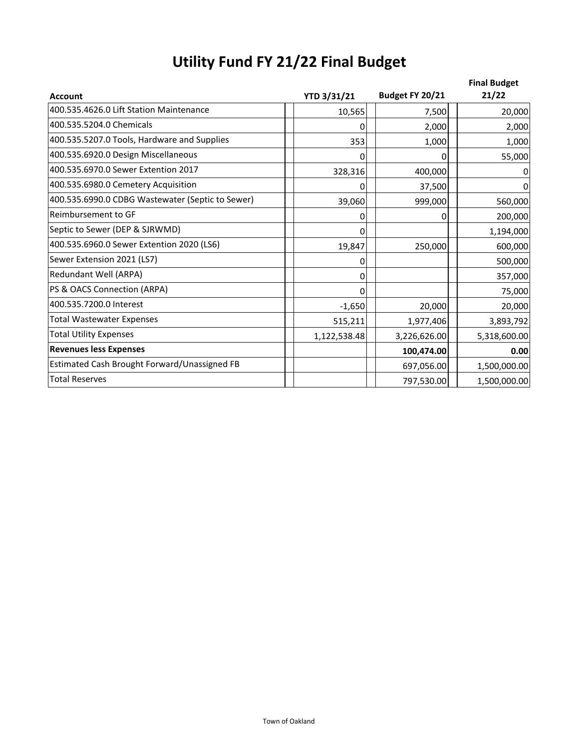# Utility Fund FY 21/22 Final Budget

| Account | YTD 3/31/21 | Budget FY 20/21 | Final Budget 21/22 |
|---|---|---|---|
| 400.535.4626.0 Lift Station Maintenance | 10,565 | 7,500 | 20,000 |
| 400.535.5204.0 Chemicals | 0 | 2,000 | 2,000 |
| 400.535.5207.0 Tools, Hardware and Supplies | 353 | 1,000 | 1,000 |
| 400.535.6920.0 Design Miscellaneous | 0 | 0 | 55,000 |
| 400.535.6970.0 Sewer Extention 2017 | 328,316 | 400,000 | 0 |
| 400.535.6980.0 Cemetery Acquisition | 0 | 37,500 | 0 |
| 400.535.6990.0 CDBG Wastewater (Septic to Sewer) | 39,060 | 999,000 | 560,000 |
| Reimbursement to GF | 0 | 0 | 200,000 |
| Septic to Sewer (DEP & SJRWMD) | 0 | | 1,194,000 |
| 400.535.6960.0 Sewer Extention 2020 (LS6) | 19,847 | 250,000 | 600,000 |
| Sewer Extension 2021 (LS7) | 0 | | 500,000 |
| Redundant Well (ARPA) | 0 | | 357,000 |
| PS & OACS Connection (ARPA) | 0 | | 75,000 |
| 400.535.7200.0 Interest | -1,650 | 20,000 | 20,000 |
| Total Wastewater Expenses | 515,211 | 1,977,406 | 3,893,792 |
| Total Utility Expenses | 1,122,538.48 | 3,226,626.00 | 5,318,600.00 |
| **Revenues less Expenses** | | **100,474.00** | **0.00** |
| Estimated Cash Brought Forward/Unassigned FB | | 697,056.00 | 1,500,000.00 |
| Total Reserves | | 797,530.00 | 1,500,000.00 |

Town of Oakland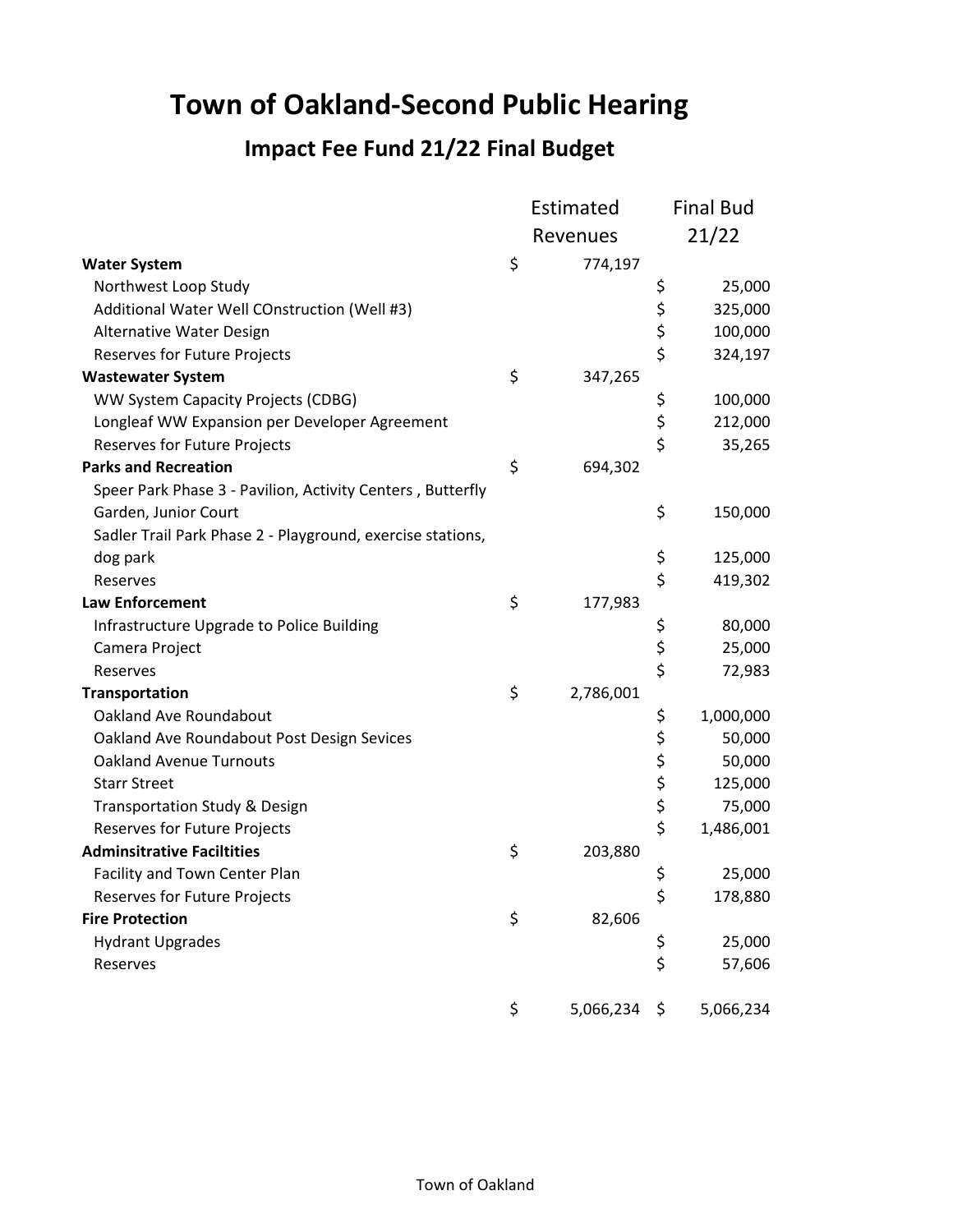# Town of Oakland-Second Public Hearing

## Impact Fee Fund 21/22 Final Budget

| | Estimated Revenues | Final Bud 21/22 |
|---|---|---|
| **Water System** | $ 774,197 | |
| Northwest Loop Study | | $ 25,000 |
| Additional Water Well COnstruction (Well #3) | | $ 325,000 |
| Alternative Water Design | | $ 100,000 |
| Reserves for Future Projects | | $ 324,197 |
| **Wastewater System** | $ 347,265 | |
| WW System Capacity Projects (CDBG) | | $ 100,000 |
| Longleaf WW Expansion per Developer Agreement | | $ 212,000 |
| Reserves for Future Projects | | $ 35,265 |
| **Parks and Recreation** | $ 694,302 | |
| Speer Park Phase 3 - Pavilion, Activity Centers , Butterfly Garden, Junior Court | | $ 150,000 |
| Sadler Trail Park Phase 2 - Playground, exercise stations, dog park | | $ 125,000 |
| Reserves | | $ 419,302 |
| **Law Enforcement** | $ 177,983 | |
| Infrastructure Upgrade to Police Building | | $ 80,000 |
| Camera Project | | $ 25,000 |
| Reserves | | $ 72,983 |
| **Transportation** | $ 2,786,001 | |
| Oakland Ave Roundabout | | $ 1,000,000 |
| Oakland Ave Roundabout Post Design Sevices | | $ 50,000 |
| Oakland Avenue Turnouts | | $ 50,000 |
| Starr Street | | $ 125,000 |
| Transportation Study & Design | | $ 75,000 |
| Reserves for Future Projects | | $ 1,486,001 |
| **Adminsitrative Faciltities** | $ 203,880 | |
| Facility and Town Center Plan | | $ 25,000 |
| Reserves for Future Projects | | $ 178,880 |
| **Fire Protection** | $ 82,606 | |
| Hydrant Upgrades | | $ 25,000 |
| Reserves | | $ 57,606 |
| | $ 5,066,234 | $ 5,066,234 |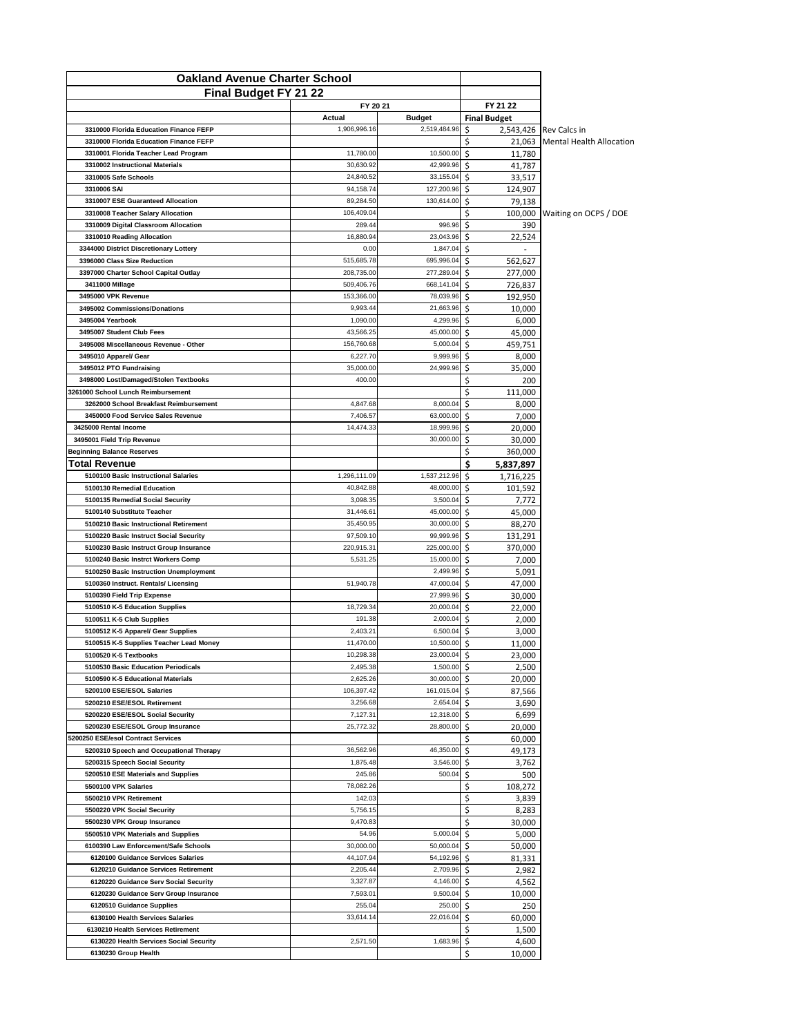| Oakland Avenue Charter School | | | | |
|---|---|---|---|---|
| Final Budget FY 21 22 | | | | |
| | FY 20 21 | | FY 21 22 | |
| | Actual | Budget | Final Budget | |
| 3310000 Florida Education Finance FEFP | 1,906,996.16 | 2,519,484.96 | $ 2,543,426 | Rev Calcs in |
| 3310000 Florida Education Finance FEFP | | | $ 21,063 | Mental Health Allocation |
| 3310001 Florida Teacher Lead Program | 11,780.00 | 10,500.00 | $ 11,780 | |
| 3310002 Instructional Materials | 30,630.92 | 42,999.96 | $ 41,787 | |
| 3310005 Safe Schools | 24,840.52 | 33,155.04 | $ 33,517 | |
| 3310006 SAI | 94,158.74 | 127,200.96 | $ 124,907 | |
| 3310007 ESE Guaranteed Allocation | 89,284.50 | 130,614.00 | $ 79,138 | |
| 3310008 Teacher Salary Allocation | 106,409.04 | | $ 100,000 | Waiting on OCPS / DOE |
| 3310009 Digital Classroom Allocation | 289.44 | 996.96 | $ 390 | |
| 3310010 Reading Allocation | 16,880.94 | 23,043.96 | $ 22,524 | |
| 3344000 District Discretionary Lottery | 0.00 | 1,847.04 | $ - | |
| 3396000 Class Size Reduction | 515,685.78 | 695,996.04 | $ 562,627 | |
| 3397000 Charter School Capital Outlay | 208,735.00 | 277,289.04 | $ 277,000 | |
| 3411000 Millage | 509,406.76 | 668,141.04 | $ 726,837 | |
| 3495000 VPK Revenue | 153,366.00 | 78,039.96 | $ 192,950 | |
| 3495002 Commissions/Donations | 9,993.44 | 21,663.96 | $ 10,000 | |
| 3495004 Yearbook | 1,090.00 | 4,299.96 | $ 6,000 | |
| 3495007 Student Club Fees | 43,566.25 | 45,000.00 | $ 45,000 | |
| 3495008 Miscellaneous Revenue - Other | 156,760.68 | 5,000.04 | $ 459,751 | |
| 3495010 Apparel/ Gear | 6,227.70 | 9,999.96 | $ 8,000 | |
| 3495012 PTO Fundraising | 35,000.00 | 24,999.96 | $ 35,000 | |
| 3498000 Lost/Damaged/Stolen Textbooks | 400.00 | | $ 200 | |
| 3261000 School Lunch Reimbursement | | | $ 111,000 | |
| 3262000 School Breakfast Reimbursement | 4,847.68 | 8,000.04 | $ 8,000 | |
| 3450000 Food Service Sales Revenue | 7,406.57 | 63,000.00 | $ 7,000 | |
| 3425000 Rental Income | 14,474.33 | 18,999.96 | $ 20,000 | |
| 3495001 Field Trip Revenue | | 30,000.00 | $ 30,000 | |
| Beginning Balance Reserves | | | $ 360,000 | |
| **Total Revenue** | | | **$ 5,837,897** | |
| 5100100 Basic Instructional Salaries | 1,296,111.09 | 1,537,212.96 | $ 1,716,225 | |
| 5100130 Remedial Education | 40,842.88 | 48,000.00 | $ 101,592 | |
| 5100135 Remedial Social Security | 3,098.35 | 3,500.04 | $ 7,772 | |
| 5100140 Substitute Teacher | 31,446.61 | 45,000.00 | $ 45,000 | |
| 5100210 Basic Instructional Retirement | 35,450.95 | 30,000.00 | $ 88,270 | |
| 5100220 Basic Instruct Social Security | 97,509.10 | 99,999.96 | $ 131,291 | |
| 5100230 Basic Instruct Group Insurance | 220,915.31 | 225,000.00 | $ 370,000 | |
| 5100240 Basic Instrct Workers Comp | 5,531.25 | 15,000.00 | $ 7,000 | |
| 5100250 Basic Instruction Unemployment | | 2,499.96 | $ 5,091 | |
| 5100360 Instruct. Rentals/ Licensing | 51,940.78 | 47,000.04 | $ 47,000 | |
| 5100390 Field Trip Expense | | 27,999.96 | $ 30,000 | |
| 5100510 K-5 Education Supplies | 18,729.34 | 20,000.04 | $ 22,000 | |
| 5100511 K-5 Club Supplies | 191.38 | 2,000.04 | $ 2,000 | |
| 5100512 K-5 Apparel/ Gear Supplies | 2,403.21 | 6,500.04 | $ 3,000 | |
| 5100515 K-5 Supplies Teacher Lead Money | 11,470.00 | 10,500.00 | $ 11,000 | |
| 5100520 K-5 Textbooks | 10,298.38 | 23,000.04 | $ 23,000 | |
| 5100530 Basic Education Periodicals | 2,495.38 | 1,500.00 | $ 2,500 | |
| 5100590 K-5 Educational Materials | 2,625.26 | 30,000.00 | $ 20,000 | |
| 5200100 ESE/ESOL Salaries | 106,397.42 | 161,015.04 | $ 87,566 | |
| 5200210 ESE/ESOL Retirement | 3,256.68 | 2,654.04 | $ 3,690 | |
| 5200220 ESE/ESOL Social Security | 7,127.31 | 12,318.00 | $ 6,699 | |
| 5200230 ESE/ESOL Group Insurance | 25,772.32 | 28,800.00 | $ 20,000 | |
| 5200250 ESE/esol Contract Services | | | $ 60,000 | |
| 5200310 Speech and Occupational Therapy | 36,562.96 | 46,350.00 | $ 49,173 | |
| 5200315 Speech Social Security | 1,875.48 | 3,546.00 | $ 3,762 | |
| 5200510 ESE Materials and Supplies | 245.86 | 500.04 | $ 500 | |
| 5500100 VPK Salaries | 78,082.26 | | $ 108,272 | |
| 5500210 VPK Retirement | 142.03 | | $ 3,839 | |
| 5500220 VPK Social Security | 5,756.15 | | $ 8,283 | |
| 5500230 VPK Group Insurance | 9,470.83 | | $ 30,000 | |
| 5500510 VPK Materials and Supplies | 54.96 | 5,000.04 | $ 5,000 | |
| 6100390 Law Enforcement/Safe Schools | 30,000.00 | 50,000.04 | $ 50,000 | |
| 6120100 Guidance Services Salaries | 44,107.94 | 54,192.96 | $ 81,331 | |
| 6120210 Guidance Services Retirement | 2,205.44 | 2,709.96 | $ 2,982 | |
| 6120220 Guidance Serv Social Security | 3,327.87 | 4,146.00 | $ 4,562 | |
| 6120230 Guidance Serv Group Insurance | 7,593.01 | 9,500.04 | $ 10,000 | |
| 6120510 Guidance Supplies | 255.04 | 250.00 | $ 250 | |
| 6130100 Health Services Salaries | 33,614.14 | 22,016.04 | $ 60,000 | |
| 6130210 Health Services Retirement | | | $ 1,500 | |
| 6130220 Health Services Social Security | 2,571.50 | 1,683.96 | $ 4,600 | |
| 6130230 Group Health | | | $ 10,000 | |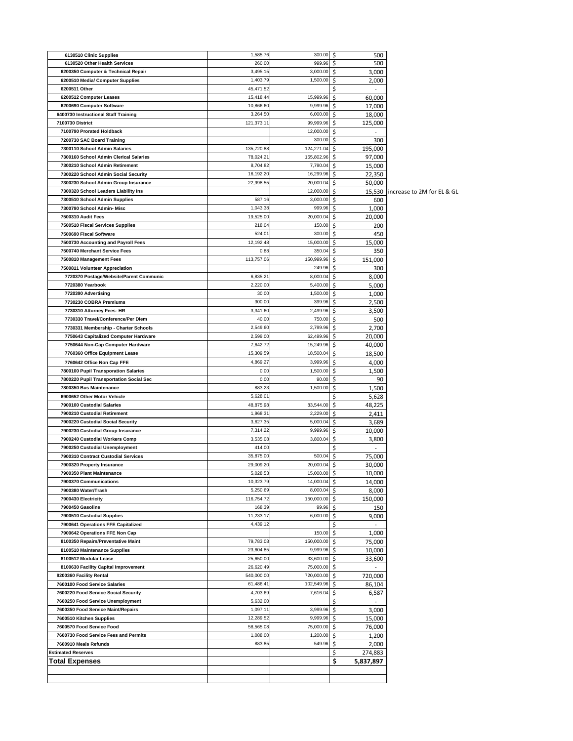| | | | | |
|---|---|---|---|---|
| 6130510 Clinic Supplies | 1,585.76 | 300.00 | $ 500 | |
| 6130520 Other Health Services | 260.00 | 999.96 | $ 500 | |
| 6200350 Computer & Technical Repair | 3,495.15 | 3,000.00 | $ 3,000 | |
| 6200510 Media/ Computer Supplies | 1,403.79 | 1,500.00 | $ 2,000 | |
| 6200511 Other | 45,471.52 | | $ - | |
| 6200512 Computer Leases | 15,418.44 | 15,999.96 | $ 60,000 | |
| 6200690 Computer Software | 10,866.60 | 9,999.96 | $ 17,000 | |
| 6400730 Instructional Staff Training | 3,264.50 | 6,000.00 | $ 18,000 | |
| 7100730 District | 121,373.11 | 99,999.96 | $ 125,000 | |
| 7100790 Prorated Holdback | | 12,000.00 | $ - | |
| 7200730 SAC Board Training | | 300.00 | $ 300 | |
| 7300110 School Admin Salaries | 135,720.88 | 124,271.04 | $ 195,000 | |
| 7300160 School Admin Clerical Salaries | 78,024.21 | 155,802.96 | $ 97,000 | |
| 7300210 School Admin Retirement | 8,704.82 | 7,790.04 | $ 15,000 | |
| 7300220 School Admin Social Security | 16,192.20 | 16,299.96 | $ 22,350 | |
| 7300230 School Admin Group Insurance | 22,998.55 | 20,000.04 | $ 50,000 | |
| 7300320 School Leaders Liability Ins | | 12,000.00 | $ 15,530 | increase to 2M for EL & GL |
| 7300510 School Admin Supplies | 587.16 | 3,000.00 | $ 600 | |
| 7300790 School Admin- Misc | 1,043.38 | 999.96 | $ 1,000 | |
| 7500310 Audit Fees | 19,525.00 | 20,000.04 | $ 20,000 | |
| 7500510 Fiscal Services Supplies | 218.04 | 150.00 | $ 200 | |
| 7500690 Fiscal Software | 524.01 | 300.00 | $ 450 | |
| 7500730 Accounting and Payroll Fees | 12,192.48 | 15,000.00 | $ 15,000 | |
| 7500740 Merchant Service Fees | 0.88 | 350.04 | $ 350 | |
| 7500810 Management Fees | 113,757.06 | 150,999.96 | $ 151,000 | |
| 7500811 Volunteer Appreciation | | 249.96 | $ 300 | |
| 7720370 Postage/Website/Parent Communic | 6,835.21 | 8,000.04 | $ 8,000 | |
| 7720380 Yearbook | 2,220.00 | 5,400.00 | $ 5,000 | |
| 7720390 Advertising | 30.00 | 1,500.00 | $ 1,000 | |
| 7730230 COBRA Premiums | 300.00 | 399.96 | $ 2,500 | |
| 7730310 Attorney Fees- HR | 3,341.60 | 2,499.96 | $ 3,500 | |
| 7730330 Travel/Conference/Per Diem | 40.00 | 750.00 | $ 500 | |
| 7730331 Membership - Charter Schools | 2,549.60 | 2,799.96 | $ 2,700 | |
| 7750643 Capitalized Computer Hardware | 2,599.00 | 62,499.96 | $ 20,000 | |
| 7750644 Non-Cap Computer Hardware | 7,642.72 | 15,249.96 | $ 40,000 | |
| 7760360 Office Equipment Lease | 15,309.59 | 18,500.04 | $ 18,500 | |
| 7760642 Office Non Cap FFE | 4,869.27 | 3,999.96 | $ 4,000 | |
| 7800100 Pupil Transporation Salaries | 0.00 | 1,500.00 | $ 1,500 | |
| 7800220 Pupil Transportation Social Sec | 0.00 | 90.00 | $ 90 | |
| 7800350 Bus Maintenance | 883.23 | 1,500.00 | $ 1,500 | |
| 6900652 Other Motor Vehicle | 5,628.01 | | $ 5,628 | |
| 7900100 Custodial Salaries | 48,875.98 | 83,544.00 | $ 48,225 | |
| 7900210 Custodial Retirement | 1,968.31 | 2,229.00 | $ 2,411 | |
| 7900220 Custodial Social Security | 3,627.35 | 5,000.04 | $ 3,689 | |
| 7900230 Custodial Group Insurance | 7,314.22 | 9,999.96 | $ 10,000 | |
| 7900240 Custodial Workers Comp | 3,535.08 | 3,800.04 | $ 3,800 | |
| 7900250 Custodial Unemployment | 414.00 | | $ - | |
| 7900310 Contract Custodial Services | 35,875.00 | 500.04 | $ 75,000 | |
| 7900320 Property Insurance | 29,009.20 | 20,000.04 | $ 30,000 | |
| 7900350 Plant Maintenance | 5,028.53 | 15,000.00 | $ 10,000 | |
| 7900370 Communications | 10,323.79 | 14,000.04 | $ 14,000 | |
| 7900380 Water/Trash | 5,250.69 | 8,000.04 | $ 8,000 | |
| 7900430 Electricity | 116,754.72 | 150,000.00 | $ 150,000 | |
| 7900450 Gasoline | 168.39 | 99.96 | $ 150 | |
| 7900510 Custodial Supplies | 11,233.17 | 6,000.00 | $ 9,000 | |
| 7900641 Operations FFE Capitalized | 4,439.12 | | $ - | |
| 7900642 Operations FFE Non Cap | | 150.00 | $ 1,000 | |
| 8100350 Repairs/Preventative Maint | 79,783.08 | 150,000.00 | $ 75,000 | |
| 8100510 Maintenance Supplies | 23,604.85 | 9,999.96 | $ 10,000 | |
| 8100512 Modular Lease | 25,650.00 | 33,600.00 | $ 33,600 | |
| 8100630 Facility Capital Improvement | 26,620.49 | 75,000.00 | $ - | |
| 9200360 Facility Rental | 540,000.00 | 720,000.00 | $ 720,000 | |
| 7600100 Food Service Salaries | 61,486.41 | 102,549.96 | $ 86,104 | |
| 7600220 Food Service Social Security | 4,703.69 | 7,616.04 | $ 6,587 | |
| 7600250 Food Service Unemployment | 5,632.00 | | $ - | |
| 7600350 Food Service Maint/Repairs | 1,097.11 | 3,999.96 | $ 3,000 | |
| 7600510 Kitchen Supplies | 12,289.52 | 9,999.96 | $ 15,000 | |
| 7600570 Food Service Food | 58,565.08 | 75,000.00 | $ 76,000 | |
| 7600730 Food Service Fees and Permits | 1,088.00 | 1,200.00 | $ 1,200 | |
| 7600910 Meals Refunds | 883.85 | 549.96 | $ 2,000 | |
| Estimated Reserves | | | $ 274,883 | |
| **Total Expenses** | | | **$ 5,837,897** | |